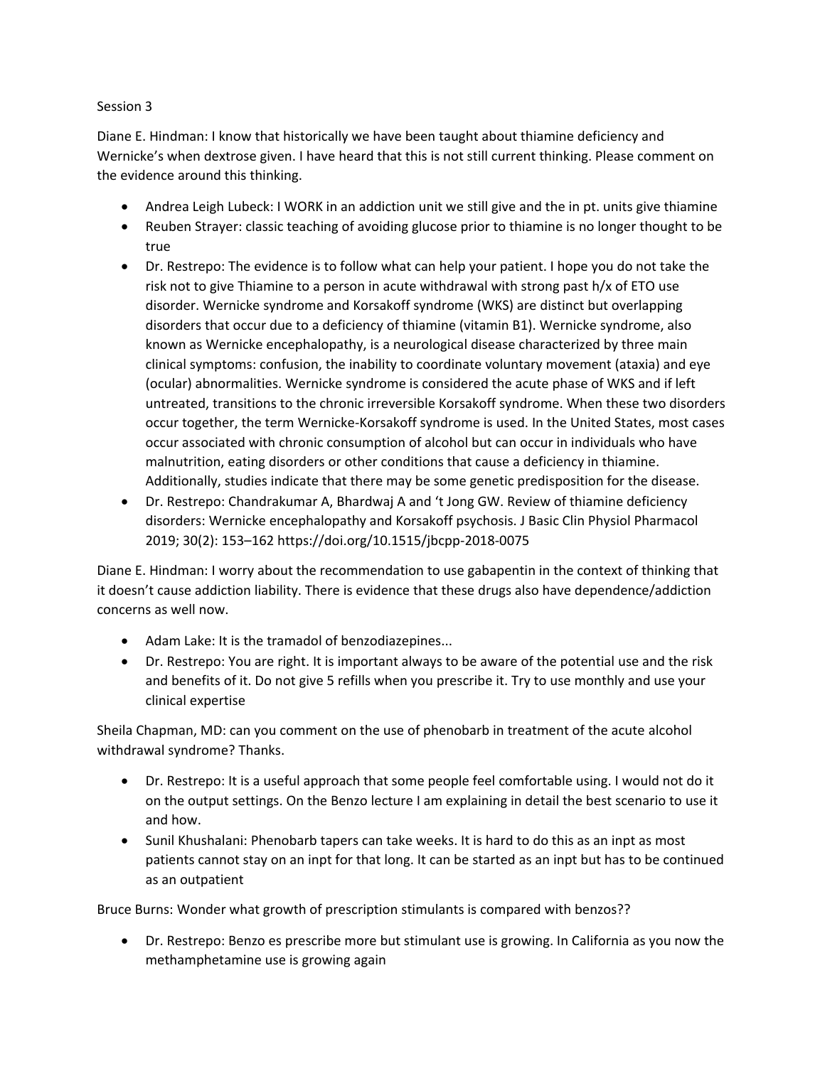Session 3

Diane E. Hindman: I know that historically we have been taught about thiamine deficiency and Wernicke's when dextrose given. I have heard that this is not still current thinking. Please comment on the evidence around this thinking.

- Andrea Leigh Lubeck: I WORK in an addiction unit we still give and the in pt. units give thiamine
- Reuben Strayer: classic teaching of avoiding glucose prior to thiamine is no longer thought to be true
- Dr. Restrepo: The evidence is to follow what can help your patient. I hope you do not take the risk not to give Thiamine to a person in acute withdrawal with strong past h/x of ETO use disorder. Wernicke syndrome and Korsakoff syndrome (WKS) are distinct but overlapping disorders that occur due to a deficiency of thiamine (vitamin B1). Wernicke syndrome, also known as Wernicke encephalopathy, is a neurological disease characterized by three main clinical symptoms: confusion, the inability to coordinate voluntary movement (ataxia) and eye (ocular) abnormalities. Wernicke syndrome is considered the acute phase of WKS and if left untreated, transitions to the chronic irreversible Korsakoff syndrome. When these two disorders occur together, the term Wernicke-Korsakoff syndrome is used. In the United States, most cases occur associated with chronic consumption of alcohol but can occur in individuals who have malnutrition, eating disorders or other conditions that cause a deficiency in thiamine. Additionally, studies indicate that there may be some genetic predisposition for the disease.
- Dr. Restrepo: Chandrakumar A, Bhardwaj A and 't Jong GW. Review of thiamine deficiency disorders: Wernicke encephalopathy and Korsakoff psychosis. J Basic Clin Physiol Pharmacol 2019; 30(2): 153–162 https://doi.org/10.1515/jbcpp-2018-0075

Diane E. Hindman: I worry about the recommendation to use gabapentin in the context of thinking that it doesn't cause addiction liability. There is evidence that these drugs also have dependence/addiction concerns as well now.

- Adam Lake: It is the tramadol of benzodiazepines...
- Dr. Restrepo: You are right. It is important always to be aware of the potential use and the risk and benefits of it. Do not give 5 refills when you prescribe it. Try to use monthly and use your clinical expertise

Sheila Chapman, MD: can you comment on the use of phenobarb in treatment of the acute alcohol withdrawal syndrome? Thanks.

- Dr. Restrepo: It is a useful approach that some people feel comfortable using. I would not do it on the output settings. On the Benzo lecture I am explaining in detail the best scenario to use it and how.
- Sunil Khushalani: Phenobarb tapers can take weeks. It is hard to do this as an inpt as most patients cannot stay on an inpt for that long. It can be started as an inpt but has to be continued as an outpatient

Bruce Burns: Wonder what growth of prescription stimulants is compared with benzos??

- Dr. Restrepo: Benzo es prescribe more but stimulant use is growing. In California as you now the methamphetamine use is growing again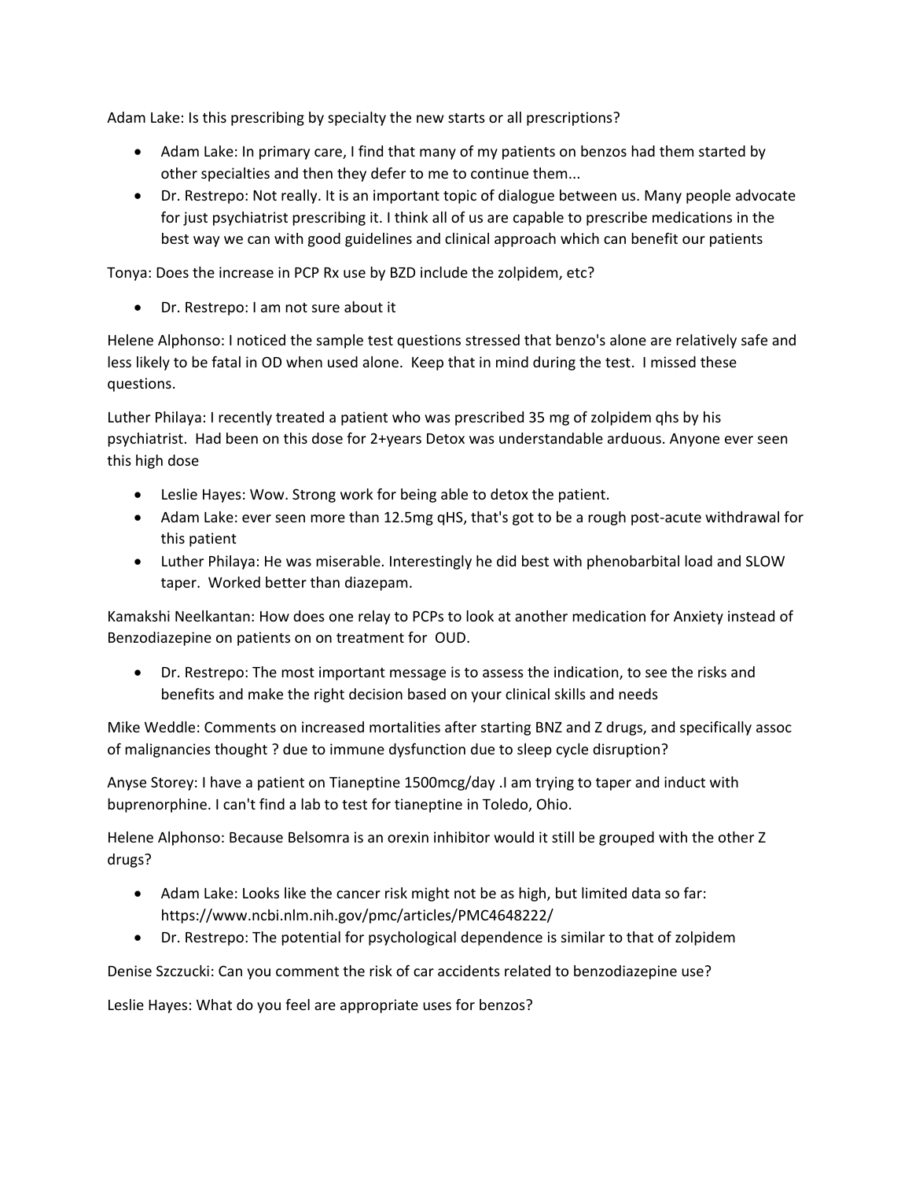Adam Lake: Is this prescribing by specialty the new starts or all prescriptions?

- Adam Lake: In primary care, I find that many of my patients on benzos had them started by other specialties and then they defer to me to continue them...
- Dr. Restrepo: Not really. It is an important topic of dialogue between us. Many people advocate for just psychiatrist prescribing it. I think all of us are capable to prescribe medications in the best way we can with good guidelines and clinical approach which can benefit our patients

Tonya: Does the increase in PCP Rx use by BZD include the zolpidem, etc?

- Dr. Restrepo: I am not sure about it

Helene Alphonso: I noticed the sample test questions stressed that benzo's alone are relatively safe and less likely to be fatal in OD when used alone. Keep that in mind during the test. I missed these questions.

Luther Philaya: I recently treated a patient who was prescribed 35 mg of zolpidem qhs by his psychiatrist. Had been on this dose for 2+years Detox was understandable arduous. Anyone ever seen this high dose

- Leslie Hayes: Wow. Strong work for being able to detox the patient.
- Adam Lake: ever seen more than 12.5mg qHS, that's got to be a rough post-acute withdrawal for this patient
- Luther Philaya: He was miserable. Interestingly he did best with phenobarbital load and SLOW taper. Worked better than diazepam.

Kamakshi Neelkantan: How does one relay to PCPs to look at another medication for Anxiety instead of Benzodiazepine on patients on on treatment for OUD.

- Dr. Restrepo: The most important message is to assess the indication, to see the risks and benefits and make the right decision based on your clinical skills and needs

Mike Weddle: Comments on increased mortalities after starting BNZ and Z drugs, and specifically assoc of malignancies thought ? due to immune dysfunction due to sleep cycle disruption?

Anyse Storey: I have a patient on Tianeptine 1500mcg/day .I am trying to taper and induct with buprenorphine. I can't find a lab to test for tianeptine in Toledo, Ohio.

Helene Alphonso: Because Belsomra is an orexin inhibitor would it still be grouped with the other Z drugs?

- Adam Lake: Looks like the cancer risk might not be as high, but limited data so far: https://www.ncbi.nlm.nih.gov/pmc/articles/PMC4648222/
- Dr. Restrepo: The potential for psychological dependence is similar to that of zolpidem

Denise Szczucki: Can you comment the risk of car accidents related to benzodiazepine use?

Leslie Hayes: What do you feel are appropriate uses for benzos?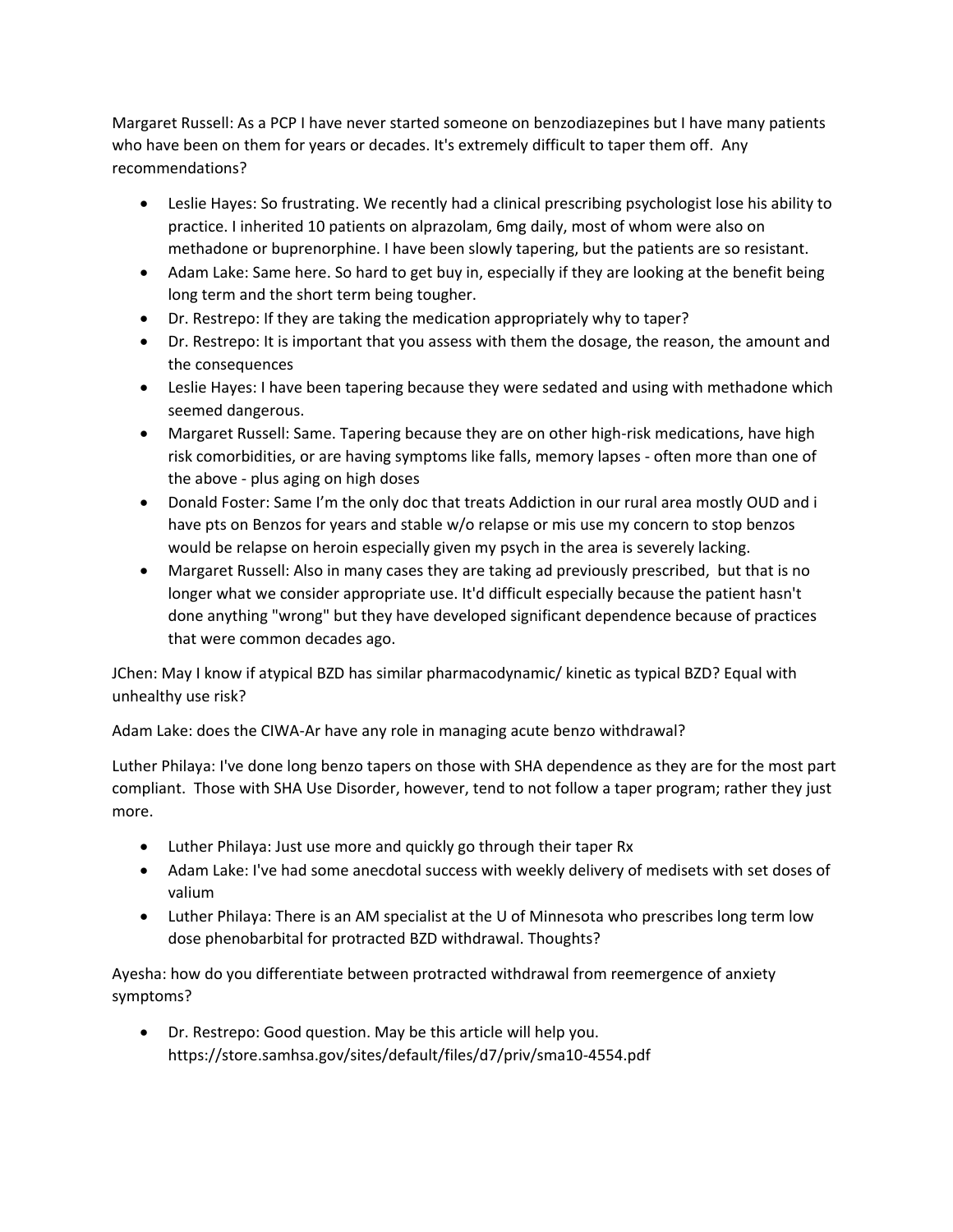Margaret Russell: As a PCP I have never started someone on benzodiazepines but I have many patients who have been on them for years or decades. It's extremely difficult to taper them off. Any recommendations?

- Leslie Hayes: So frustrating. We recently had a clinical prescribing psychologist lose his ability to practice. I inherited 10 patients on alprazolam, 6mg daily, most of whom were also on methadone or buprenorphine. I have been slowly tapering, but the patients are so resistant.
- Adam Lake: Same here. So hard to get buy in, especially if they are looking at the benefit being long term and the short term being tougher.
- Dr. Restrepo: If they are taking the medication appropriately why to taper?
- Dr. Restrepo: It is important that you assess with them the dosage, the reason, the amount and the consequences
- Leslie Hayes: I have been tapering because they were sedated and using with methadone which seemed dangerous.
- Margaret Russell: Same. Tapering because they are on other high-risk medications, have high risk comorbidities, or are having symptoms like falls, memory lapses - often more than one of the above - plus aging on high doses
- Donald Foster: Same I'm the only doc that treats Addiction in our rural area mostly OUD and i have pts on Benzos for years and stable w/o relapse or mis use my concern to stop benzos would be relapse on heroin especially given my psych in the area is severely lacking.
- Margaret Russell: Also in many cases they are taking ad previously prescribed, but that is no longer what we consider appropriate use. It'd difficult especially because the patient hasn't done anything "wrong" but they have developed significant dependence because of practices that were common decades ago.

JChen: May I know if atypical BZD has similar pharmacodynamic/ kinetic as typical BZD? Equal with unhealthy use risk?

Adam Lake: does the CIWA-Ar have any role in managing acute benzo withdrawal?

Luther Philaya: I've done long benzo tapers on those with SHA dependence as they are for the most part compliant. Those with SHA Use Disorder, however, tend to not follow a taper program; rather they just more.

- Luther Philaya: Just use more and quickly go through their taper Rx
- Adam Lake: I've had some anecdotal success with weekly delivery of medisets with set doses of valium
- Luther Philaya: There is an AM specialist at the U of Minnesota who prescribes long term low dose phenobarbital for protracted BZD withdrawal. Thoughts?

Ayesha: how do you differentiate between protracted withdrawal from reemergence of anxiety symptoms?

- Dr. Restrepo: Good question. May be this article will help you. https://store.samhsa.gov/sites/default/files/d7/priv/sma10-4554.pdf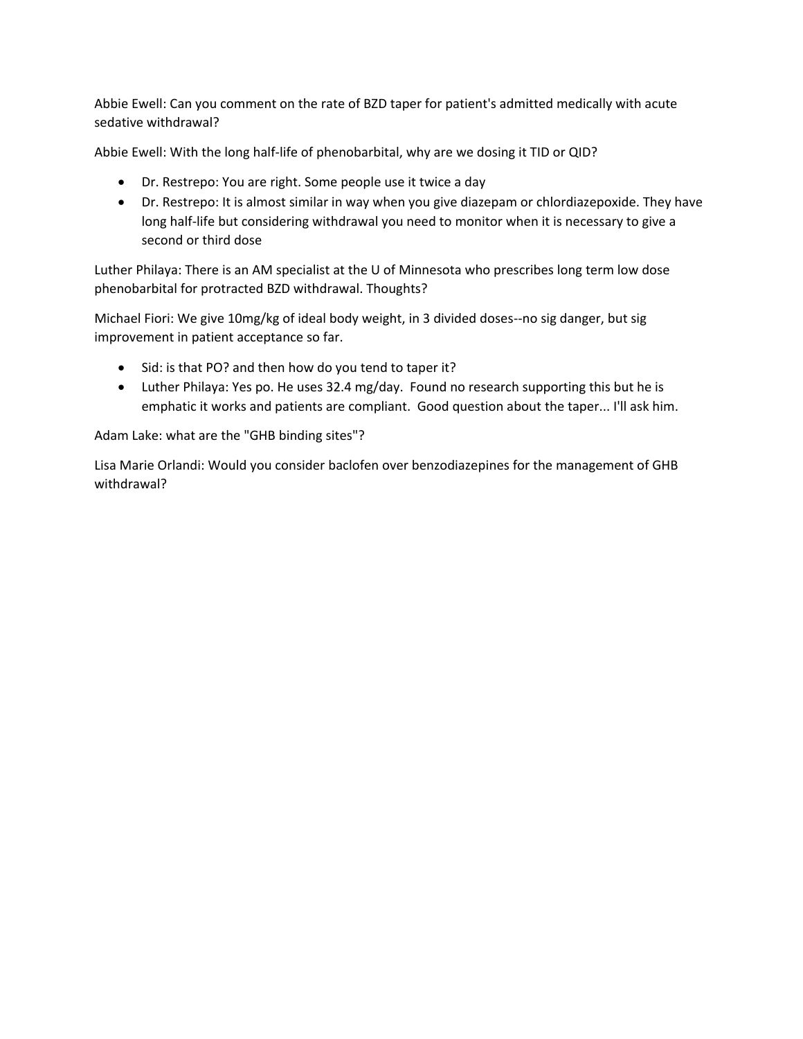Abbie Ewell: Can you comment on the rate of BZD taper for patient's admitted medically with acute sedative withdrawal?

Abbie Ewell: With the long half-life of phenobarbital, why are we dosing it TID or QID?

- Dr. Restrepo: You are right. Some people use it twice a day
- Dr. Restrepo: It is almost similar in way when you give diazepam or chlordiazepoxide. They have long half-life but considering withdrawal you need to monitor when it is necessary to give a second or third dose

Luther Philaya: There is an AM specialist at the U of Minnesota who prescribes long term low dose phenobarbital for protracted BZD withdrawal. Thoughts?

Michael Fiori: We give 10mg/kg of ideal body weight, in 3 divided doses--no sig danger, but sig improvement in patient acceptance so far.

- Sid: is that PO? and then how do you tend to taper it?
- Luther Philaya: Yes po. He uses 32.4 mg/day. Found no research supporting this but he is emphatic it works and patients are compliant. Good question about the taper... I'll ask him.

Adam Lake: what are the "GHB binding sites"?

Lisa Marie Orlandi: Would you consider baclofen over benzodiazepines for the management of GHB withdrawal?